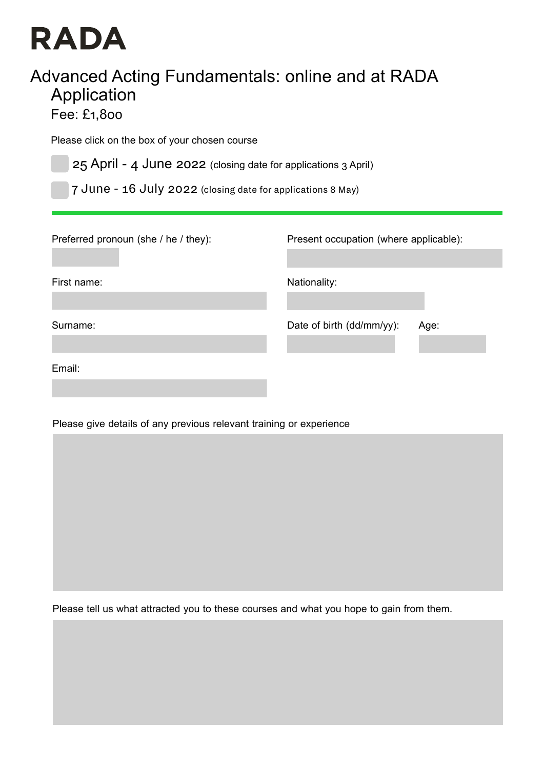# RADA

## Advanced Acting Fundamentals: online and at RADA Application

Fee: £1,800

Please click on the box of your chosen course

☐ 25 April - 4 June 2022 (closing date for applications 3 April)

☐ 7 June - 16 July 2022 (closing date for applications 8 May)

---

Preferred pronoun (she / he / they):

Present occupation (where applicable):

First name:

Nationality:

Surname:

Date of birth (dd/mm/yy):

Age:

Email:

Please give details of any previous relevant training or experience

Please tell us what attracted you to these courses and what you hope to gain from them.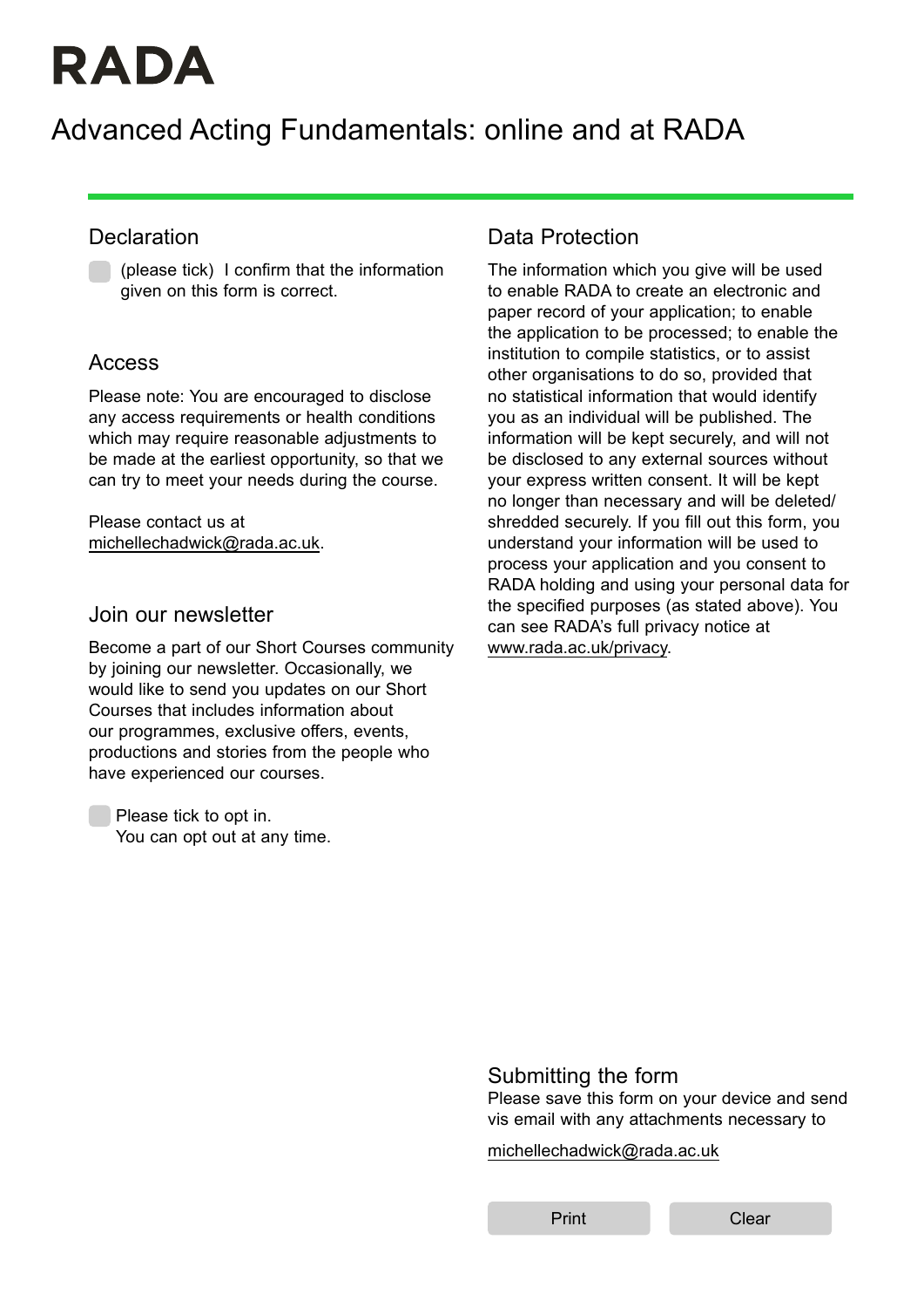# RADA

## Advanced Acting Fundamentals: online and at RADA

### Declaration

☐ (please tick) I confirm that the information given on this form is correct.

### Access

Please note: You are encouraged to disclose any access requirements or health conditions which may require reasonable adjustments to be made at the earliest opportunity, so that we can try to meet your needs during the course.

Please contact us at michellechadwick@rada.ac.uk.

### Join our newsletter

Become a part of our Short Courses community by joining our newsletter. Occasionally, we would like to send you updates on our Short Courses that includes information about our programmes, exclusive offers, events, productions and stories from the people who have experienced our courses.

☐ Please tick to opt in.
You can opt out at any time.

### Data Protection

The information which you give will be used to enable RADA to create an electronic and paper record of your application; to enable the application to be processed; to enable the institution to compile statistics, or to assist other organisations to do so, provided that no statistical information that would identify you as an individual will be published. The information will be kept securely, and will not be disclosed to any external sources without your express written consent. It will be kept no longer than necessary and will be deleted/shredded securely. If you fill out this form, you understand your information will be used to process your application and you consent to RADA holding and using your personal data for the specified purposes (as stated above). You can see RADA's full privacy notice at www.rada.ac.uk/privacy.

### Submitting the form

Please save this form on your device and send vis email with any attachments necessary to

michellechadwick@rada.ac.uk

Print Clear